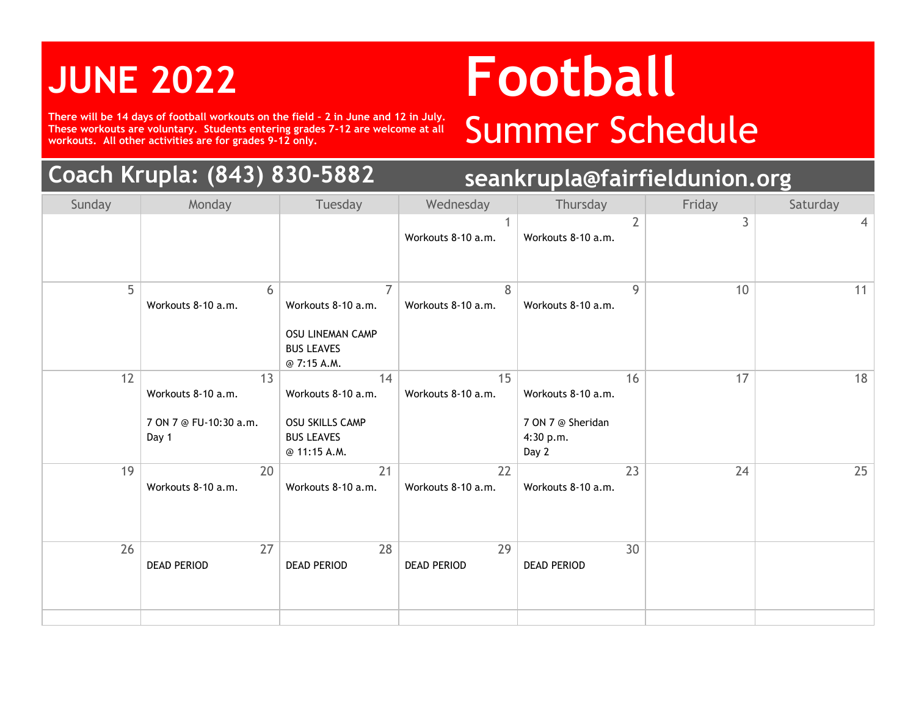# JUNE 2022

# Football

## Summer Schedule

**There will be 14 days of football workouts on the field - 2 in June and 12 in July. These workouts are voluntary. Students entering grades 7-12 are welcome at all workouts. All other activities are for grades 9-12 only.**

## Coach Krupla: (843) 830-5882

## seankrupla@fairfieldunion.org

| Sunday | Monday | Tuesday | Wednesday | Thursday | Friday | Saturday |
|---|---|---|---|---|---|---|
| | | | 1<br>Workouts 8-10 a.m. | 2<br>Workouts 8-10 a.m. | 3 | 4 |
| 5 | 6<br>Workouts 8-10 a.m. | 7<br>Workouts 8-10 a.m.<br><br>OSU LINEMAN CAMP<br>BUS LEAVES<br>@ 7:15 A.M. | 8<br>Workouts 8-10 a.m. | 9<br>Workouts 8-10 a.m. | 10 | 11 |
| 12 | 13<br>Workouts 8-10 a.m.<br><br>7 ON 7 @ FU-10:30 a.m.<br>Day 1 | 14<br>Workouts 8-10 a.m.<br><br>OSU SKILLS CAMP<br>BUS LEAVES<br>@ 11:15 A.M. | 15<br>Workouts 8-10 a.m. | 16<br>Workouts 8-10 a.m.<br><br>7 ON 7 @ Sheridan<br>4:30 p.m.<br>Day 2 | 17 | 18 |
| 19 | 20<br>Workouts 8-10 a.m. | 21<br>Workouts 8-10 a.m. | 22<br>Workouts 8-10 a.m. | 23<br>Workouts 8-10 a.m. | 24 | 25 |
| 26 | 27<br>DEAD PERIOD | 28<br>DEAD PERIOD | 29<br>DEAD PERIOD | 30<br>DEAD PERIOD | | |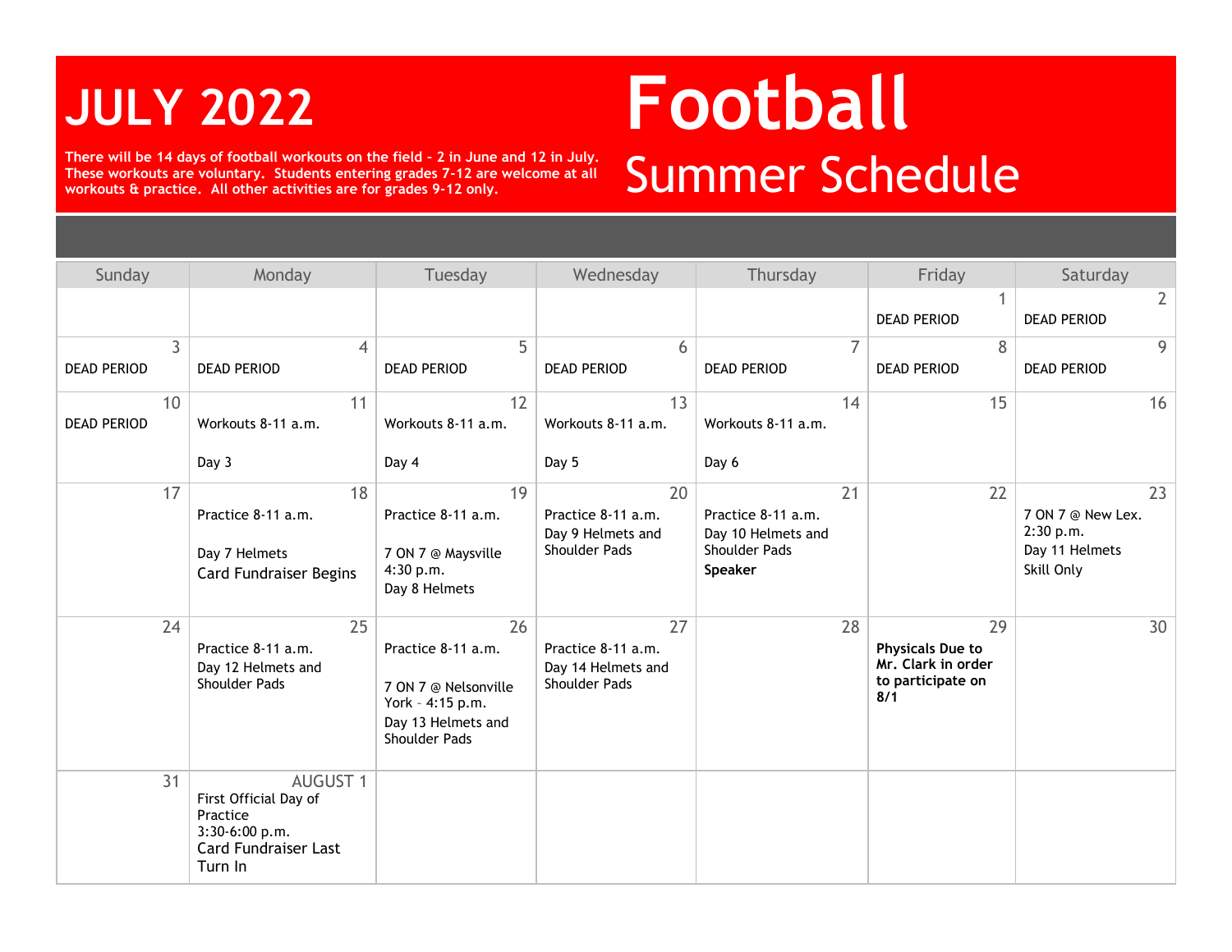# JULY 2022

**There will be 14 days of football workouts on the field - 2 in June and 12 in July. These workouts are voluntary. Students entering grades 7-12 are welcome at all workouts & practice. All other activities are for grades 9-12 only.**

# Football
## Summer Schedule

| Sunday | Monday | Tuesday | Wednesday | Thursday | Friday | Saturday |
|---|---|---|---|---|---|---|
| | | | | | 1<br>DEAD PERIOD | 2<br>DEAD PERIOD |
| 3<br>DEAD PERIOD | 4<br>DEAD PERIOD | 5<br>DEAD PERIOD | 6<br>DEAD PERIOD | 7<br>DEAD PERIOD | 8<br>DEAD PERIOD | 9<br>DEAD PERIOD |
| 10<br>DEAD PERIOD | 11<br>Workouts 8-11 a.m.<br>Day 3 | 12<br>Workouts 8-11 a.m.<br>Day 4 | 13<br>Workouts 8-11 a.m.<br>Day 5 | 14<br>Workouts 8-11 a.m.<br>Day 6 | 15 | 16 |
| 17 | 18<br>Practice 8-11 a.m.<br>Day 7 Helmets<br>Card Fundraiser Begins | 19<br>Practice 8-11 a.m.<br>7 ON 7 @ Maysville 4:30 p.m.<br>Day 8 Helmets | 20<br>Practice 8-11 a.m.<br>Day 9 Helmets and Shoulder Pads | 21<br>Practice 8-11 a.m.<br>Day 10 Helmets and Shoulder Pads<br>**Speaker** | 22 | 23<br>7 ON 7 @ New Lex. 2:30 p.m.<br>Day 11 Helmets<br>Skill Only |
| 24 | 25<br>Practice 8-11 a.m.<br>Day 12 Helmets and Shoulder Pads | 26<br>Practice 8-11 a.m.<br>7 ON 7 @ Nelsonville York – 4:15 p.m.<br>Day 13 Helmets and Shoulder Pads | 27<br>Practice 8-11 a.m.<br>Day 14 Helmets and Shoulder Pads | 28 | 29<br>**Physicals Due to Mr. Clark in order to participate on 8/1** | 30 |
| 31 | AUGUST 1<br>First Official Day of Practice<br>3:30-6:00 p.m.<br>Card Fundraiser Last Turn In | | | | | |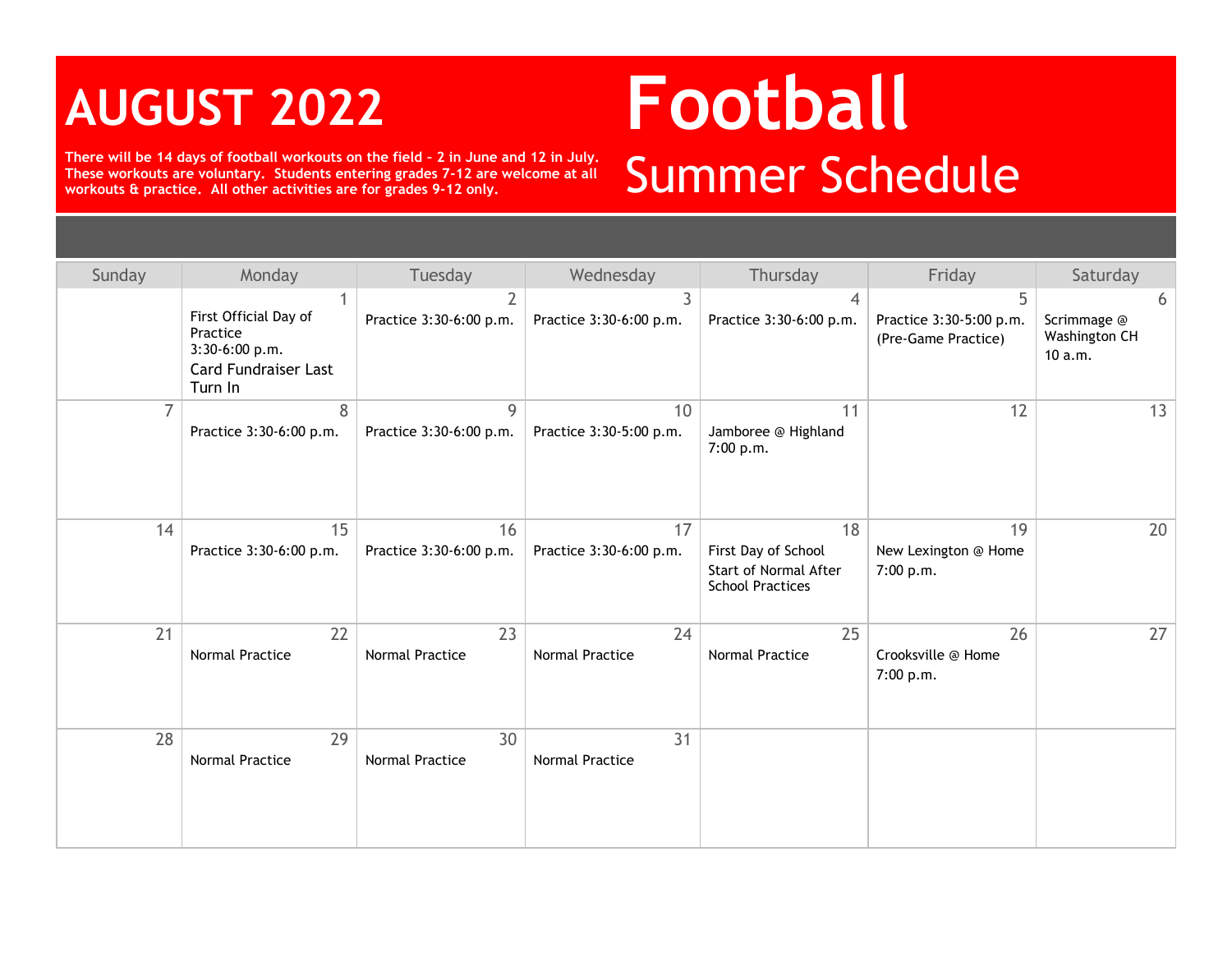# AUGUST 2022

**There will be 14 days of football workouts on the field - 2 in June and 12 in July. These workouts are voluntary. Students entering grades 7-12 are welcome at all workouts & practice. All other activities are for grades 9-12 only.**

# Football

## Summer Schedule

| Sunday | Monday | Tuesday | Wednesday | Thursday | Friday | Saturday |
|---|---|---|---|---|---|---|
| | 1 First Official Day of Practice 3:30-6:00 p.m. Card Fundraiser Last Turn In | 2 Practice 3:30-6:00 p.m. | 3 Practice 3:30-6:00 p.m. | 4 Practice 3:30-6:00 p.m. | 5 Practice 3:30-5:00 p.m. (Pre-Game Practice) | 6 Scrimmage @ Washington CH 10 a.m. |
| 7 | 8 Practice 3:30-6:00 p.m. | 9 Practice 3:30-6:00 p.m. | 10 Practice 3:30-5:00 p.m. | 11 Jamboree @ Highland 7:00 p.m. | 12 | 13 |
| 14 | 15 Practice 3:30-6:00 p.m. | 16 Practice 3:30-6:00 p.m. | 17 Practice 3:30-6:00 p.m. | 18 First Day of School Start of Normal After School Practices | 19 New Lexington @ Home 7:00 p.m. | 20 |
| 21 | 22 Normal Practice | 23 Normal Practice | 24 Normal Practice | 25 Normal Practice | 26 Crooksville @ Home 7:00 p.m. | 27 |
| 28 | 29 Normal Practice | 30 Normal Practice | 31 Normal Practice | | | |